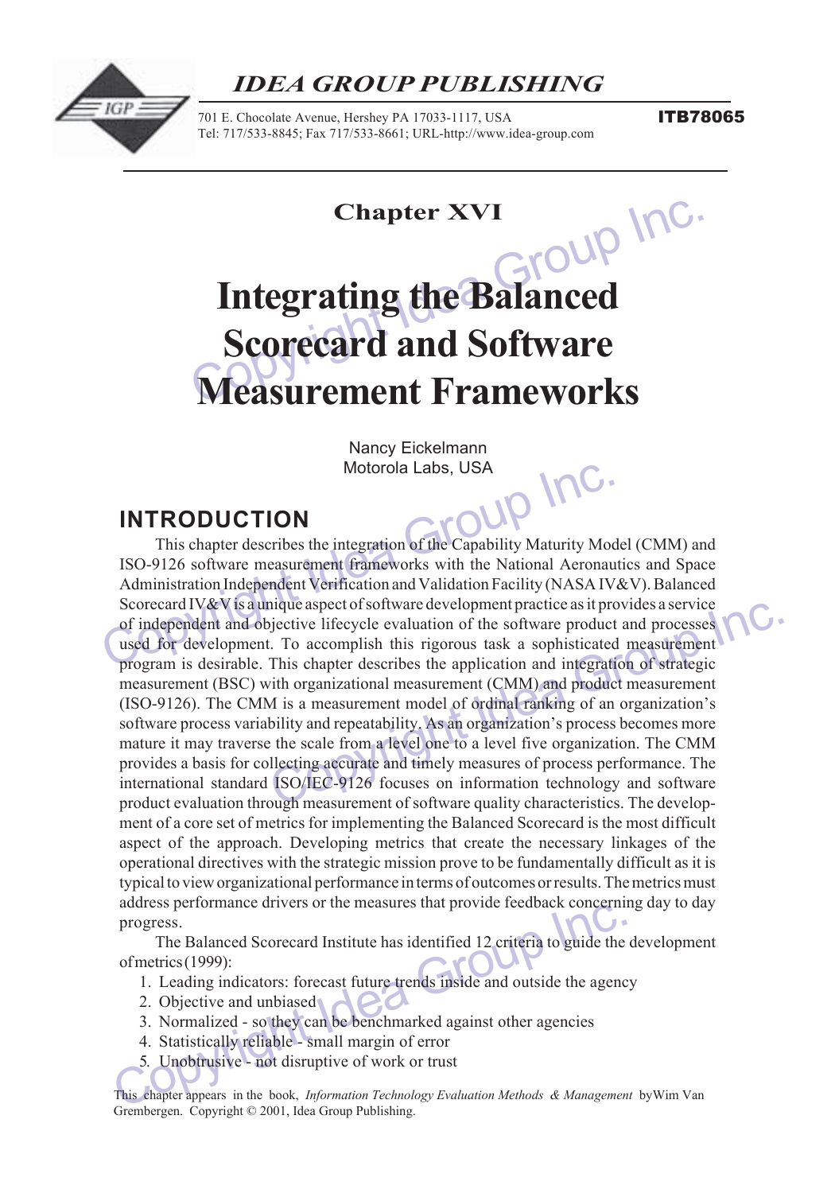# Chapter XVI

# Integrating the Balanced Scorecard and Software Measurement Frameworks

Nancy Eickelmann
Motorola Labs, USA

## INTRODUCTION

This chapter describes the integration of the Capability Maturity Model (CMM) and ISO-9126 software measurement frameworks with the National Aeronautics and Space Administration Independent Verification and Validation Facility (NASA IV&V). Balanced Scorecard IV&V is a unique aspect of software development practice as it provides a service of independent and objective lifecycle evaluation of the software product and processes used for development. To accomplish this rigorous task a sophisticated measurement program is desirable. This chapter describes the application and integration of strategic measurement (BSC) with organizational measurement (CMM) and product measurement (ISO-9126). The CMM is a measurement model of ordinal ranking of an organization's software process variability and repeatability. As an organization's process becomes more mature it may traverse the scale from a level one to a level five organization. The CMM provides a basis for collecting accurate and timely measures of process performance. The international standard ISO/IEC-9126 focuses on information technology and software product evaluation through measurement of software quality characteristics. The development of a core set of metrics for implementing the Balanced Scorecard is the most difficult aspect of the approach. Developing metrics that create the necessary linkages of the operational directives with the strategic mission prove to be fundamentally difficult as it is typical to view organizational performance in terms of outcomes or results. The metrics must address performance drivers or the measures that provide feedback concerning day to day progress.

The Balanced Scorecard Institute has identified 12 criteria to guide the development of metrics (1999):

1. Leading indicators: forecast future trends inside and outside the agency
2. Objective and unbiased
3. Normalized - so they can be benchmarked against other agencies
4. Statistically reliable - small margin of error
5. Unobtrusive - not disruptive of work or trust

This chapter appears in the book, *Information Technology Evaluation Methods & Management* by Wim Van Grembergen. Copyright © 2001, Idea Group Publishing.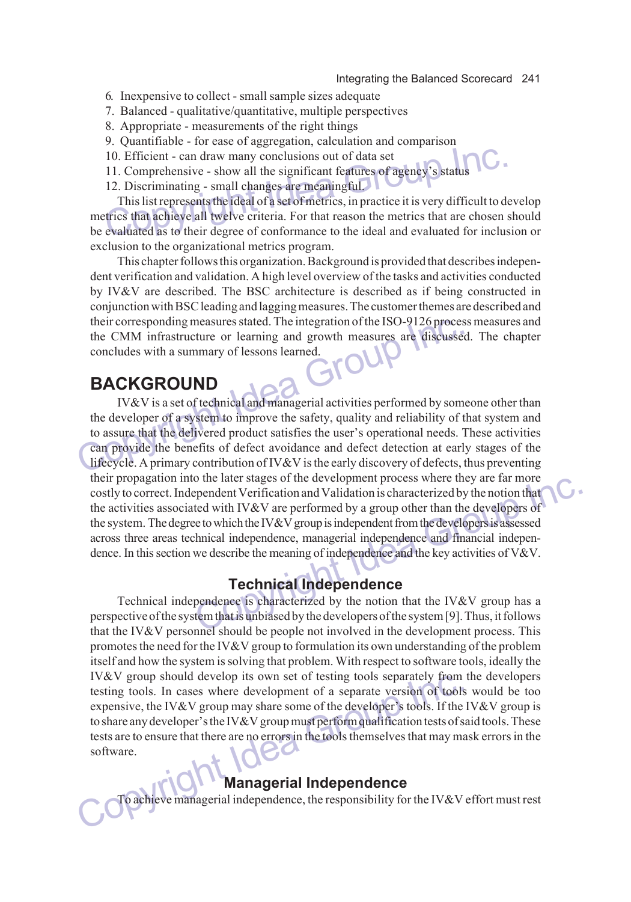6. Inexpensive to collect - small sample sizes adequate
7. Balanced - qualitative/quantitative, multiple perspectives
8. Appropriate - measurements of the right things
9. Quantifiable - for ease of aggregation, calculation and comparison
10. Efficient - can draw many conclusions out of data set
11. Comprehensive - show all the significant features of agency's status
12. Discriminating - small changes are meaningful.

This list represents the ideal of a set of metrics, in practice it is very difficult to develop metrics that achieve all twelve criteria. For that reason the metrics that are chosen should be evaluated as to their degree of conformance to the ideal and evaluated for inclusion or exclusion to the organizational metrics program.

This chapter follows this organization. Background is provided that describes independent verification and validation. A high level overview of the tasks and activities conducted by IV&V are described. The BSC architecture is described as if being constructed in conjunction with BSC leading and lagging measures. The customer themes are described and their corresponding measures stated. The integration of the ISO-9126 process measures and the CMM infrastructure or learning and growth measures are discussed. The chapter concludes with a summary of lessons learned.

## BACKGROUND

IV&V is a set of technical and managerial activities performed by someone other than the developer of a system to improve the safety, quality and reliability of that system and to assure that the delivered product satisfies the user's operational needs. These activities can provide the benefits of defect avoidance and defect detection at early stages of the lifecycle. A primary contribution of IV&V is the early discovery of defects, thus preventing their propagation into the later stages of the development process where they are far more costly to correct. Independent Verification and Validation is characterized by the notion that the activities associated with IV&V are performed by a group other than the developers of the system. The degree to which the IV&V group is independent from the developers is assessed across three areas technical independence, managerial independence and financial independence. In this section we describe the meaning of independence and the key activities of V&V.

### Technical Independence

Technical independence is characterized by the notion that the IV&V group has a perspective of the system that is unbiased by the developers of the system [9]. Thus, it follows that the IV&V personnel should be people not involved in the development process. This promotes the need for the IV&V group to formulation its own understanding of the problem itself and how the system is solving that problem. With respect to software tools, ideally the IV&V group should develop its own set of testing tools separately from the developers testing tools. In cases where development of a separate version of tools would be too expensive, the IV&V group may share some of the developer's tools. If the IV&V group is to share any developer's the IV&V group must perform qualification tests of said tools. These tests are to ensure that there are no errors in the tools themselves that may mask errors in the software.

### Managerial Independence

To achieve managerial independence, the responsibility for the IV&V effort must rest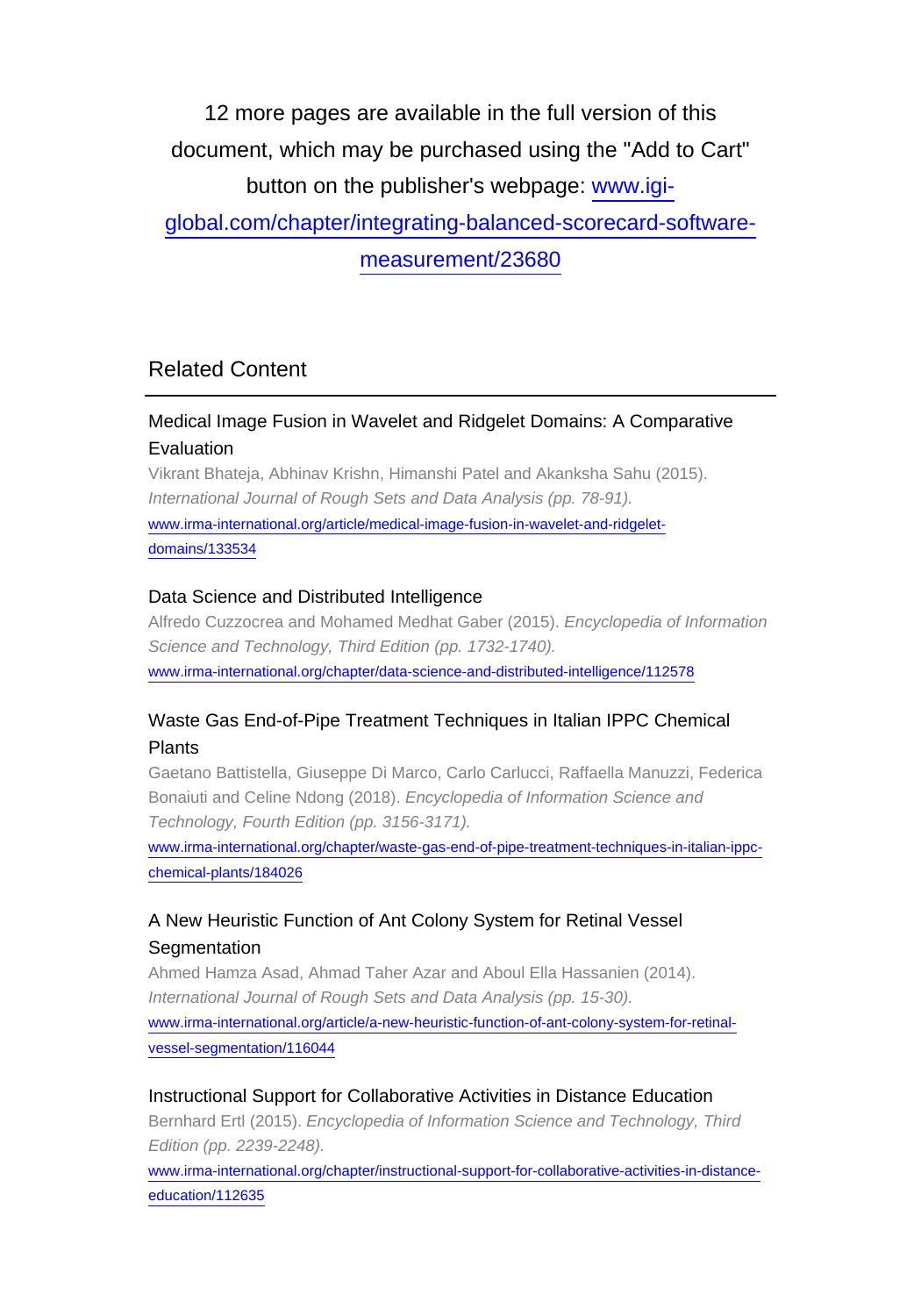12 more pages are available in the full version of this document, which may be purchased using the "Add to Cart" button on the publisher's webpage: www.igi-global.com/chapter/integrating-balanced-scorecard-software-measurement/23680

## Related Content

### Medical Image Fusion in Wavelet and Ridgelet Domains: A Comparative Evaluation

Vikrant Bhateja, Abhinav Krishn, Himanshi Patel and Akanksha Sahu (2015). *International Journal of Rough Sets and Data Analysis (pp. 78-91).*

www.irma-international.org/article/medical-image-fusion-in-wavelet-and-ridgelet-domains/133534

### Data Science and Distributed Intelligence

Alfredo Cuzzocrea and Mohamed Medhat Gaber (2015). *Encyclopedia of Information Science and Technology, Third Edition (pp. 1732-1740).*

www.irma-international.org/chapter/data-science-and-distributed-intelligence/112578

### Waste Gas End-of-Pipe Treatment Techniques in Italian IPPC Chemical Plants

Gaetano Battistella, Giuseppe Di Marco, Carlo Carlucci, Raffaella Manuzzi, Federica Bonaiuti and Celine Ndong (2018). *Encyclopedia of Information Science and Technology, Fourth Edition (pp. 3156-3171).*

www.irma-international.org/chapter/waste-gas-end-of-pipe-treatment-techniques-in-italian-ippc-chemical-plants/184026

### A New Heuristic Function of Ant Colony System for Retinal Vessel Segmentation

Ahmed Hamza Asad, Ahmad Taher Azar and Aboul Ella Hassanien (2014). *International Journal of Rough Sets and Data Analysis (pp. 15-30).*

www.irma-international.org/article/a-new-heuristic-function-of-ant-colony-system-for-retinal-vessel-segmentation/116044

### Instructional Support for Collaborative Activities in Distance Education

Bernhard Ertl (2015). *Encyclopedia of Information Science and Technology, Third Edition (pp. 2239-2248).*

www.irma-international.org/chapter/instructional-support-for-collaborative-activities-in-distance-education/112635